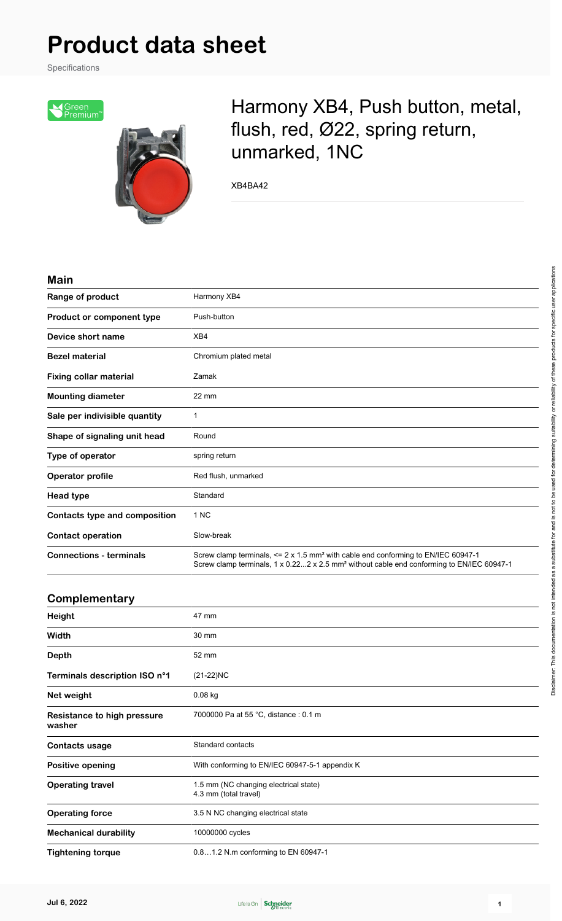# Product data sheet

Specifications

## Harmony XB4, Push button, metal, flush, red, Ø22, spring return, unmarked, 1NC

XB4BA42

### Main

| | |
|---|---|
| **Range of product** | Harmony XB4 |
| **Product or component type** | Push-button |
| **Device short name** | XB4 |
| **Bezel material** | Chromium plated metal |
| **Fixing collar material** | Zamak |
| **Mounting diameter** | 22 mm |
| **Sale per indivisible quantity** | 1 |
| **Shape of signaling unit head** | Round |
| **Type of operator** | spring return |
| **Operator profile** | Red flush, unmarked |
| **Head type** | Standard |
| **Contacts type and composition** | 1 NC |
| **Contact operation** | Slow-break |
| **Connections - terminals** | Screw clamp terminals, <= 2 x 1.5 mm² with cable end conforming to EN/IEC 60947-1<br>Screw clamp terminals, 1 x 0.22...2 x 2.5 mm² without cable end conforming to EN/IEC 60947-1 |

### Complementary

| | |
|---|---|
| **Height** | 47 mm |
| **Width** | 30 mm |
| **Depth** | 52 mm |
| **Terminals description ISO n°1** | (21-22)NC |
| **Net weight** | 0.08 kg |
| **Resistance to high pressure washer** | 7000000 Pa at 55 °C, distance : 0.1 m |
| **Contacts usage** | Standard contacts |
| **Positive opening** | With conforming to EN/IEC 60947-5-1 appendix K |
| **Operating travel** | 1.5 mm (NC changing electrical state)<br>4.3 mm (total travel) |
| **Operating force** | 3.5 N NC changing electrical state |
| **Mechanical durability** | 10000000 cycles |
| **Tightening torque** | 0.8…1.2 N.m conforming to EN 60947-1 |

Disclaimer: This documentation is not intended as a substitute for and is not to be used for determining suitability or reliability of these products for specific user applications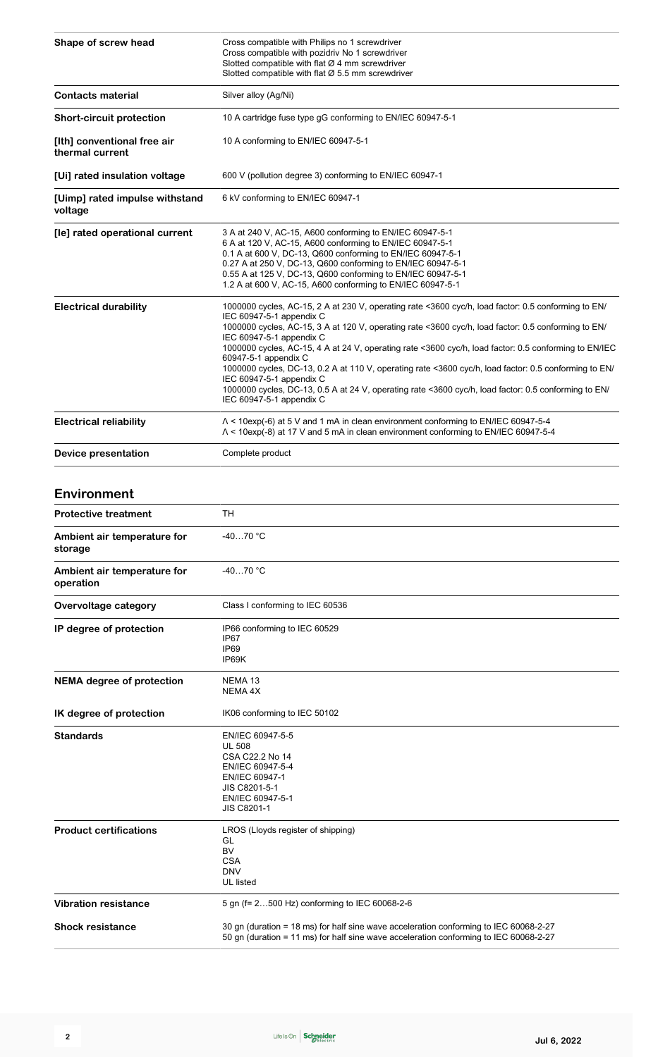| | |
|---|---|
| **Shape of screw head** | Cross compatible with Philips no 1 screwdriver<br>Cross compatible with pozidriv No 1 screwdriver<br>Slotted compatible with flat Ø 4 mm screwdriver<br>Slotted compatible with flat Ø 5.5 mm screwdriver |
| **Contacts material** | Silver alloy (Ag/Ni) |
| **Short-circuit protection** | 10 A cartridge fuse type gG conforming to EN/IEC 60947-5-1 |
| **[Ith] conventional free air thermal current** | 10 A conforming to EN/IEC 60947-5-1 |
| **[Ui] rated insulation voltage** | 600 V (pollution degree 3) conforming to EN/IEC 60947-1 |
| **[Uimp] rated impulse withstand voltage** | 6 kV conforming to EN/IEC 60947-1 |
| **[Ie] rated operational current** | 3 A at 240 V, AC-15, A600 conforming to EN/IEC 60947-5-1<br>6 A at 120 V, AC-15, A600 conforming to EN/IEC 60947-5-1<br>0.1 A at 600 V, DC-13, Q600 conforming to EN/IEC 60947-5-1<br>0.27 A at 250 V, DC-13, Q600 conforming to EN/IEC 60947-5-1<br>0.55 A at 125 V, DC-13, Q600 conforming to EN/IEC 60947-5-1<br>1.2 A at 600 V, AC-15, A600 conforming to EN/IEC 60947-5-1 |
| **Electrical durability** | 1000000 cycles, AC-15, 2 A at 230 V, operating rate <3600 cyc/h, load factor: 0.5 conforming to EN/IEC 60947-5-1 appendix C<br>1000000 cycles, AC-15, 3 A at 120 V, operating rate <3600 cyc/h, load factor: 0.5 conforming to EN/IEC 60947-5-1 appendix C<br>1000000 cycles, AC-15, 4 A at 24 V, operating rate <3600 cyc/h, load factor: 0.5 conforming to EN/IEC 60947-5-1 appendix C<br>1000000 cycles, DC-13, 0.2 A at 110 V, operating rate <3600 cyc/h, load factor: 0.5 conforming to EN/IEC 60947-5-1 appendix C<br>1000000 cycles, DC-13, 0.5 A at 24 V, operating rate <3600 cyc/h, load factor: 0.5 conforming to EN/IEC 60947-5-1 appendix C |
| **Electrical reliability** | Λ < 10exp(-6) at 5 V and 1 mA in clean environment conforming to EN/IEC 60947-5-4<br>Λ < 10exp(-8) at 17 V and 5 mA in clean environment conforming to EN/IEC 60947-5-4 |
| **Device presentation** | Complete product |

## Environment

| | |
|---|---|
| **Protective treatment** | TH |
| **Ambient air temperature for storage** | -40…70 °C |
| **Ambient air temperature for operation** | -40…70 °C |
| **Overvoltage category** | Class I conforming to IEC 60536 |
| **IP degree of protection** | IP66 conforming to IEC 60529<br>IP67<br>IP69<br>IP69K |
| **NEMA degree of protection** | NEMA 13<br>NEMA 4X |
| **IK degree of protection** | IK06 conforming to IEC 50102 |
| **Standards** | EN/IEC 60947-5-5<br>UL 508<br>CSA C22.2 No 14<br>EN/IEC 60947-5-4<br>EN/IEC 60947-1<br>JIS C8201-5-1<br>EN/IEC 60947-5-1<br>JIS C8201-1 |
| **Product certifications** | LROS (Lloyds register of shipping)<br>GL<br>BV<br>CSA<br>DNV<br>UL listed |
| **Vibration resistance** | 5 gn (f= 2…500 Hz) conforming to IEC 60068-2-6 |
| **Shock resistance** | 30 gn (duration = 18 ms) for half sine wave acceleration conforming to IEC 60068-2-27<br>50 gn (duration = 11 ms) for half sine wave acceleration conforming to IEC 60068-2-27 |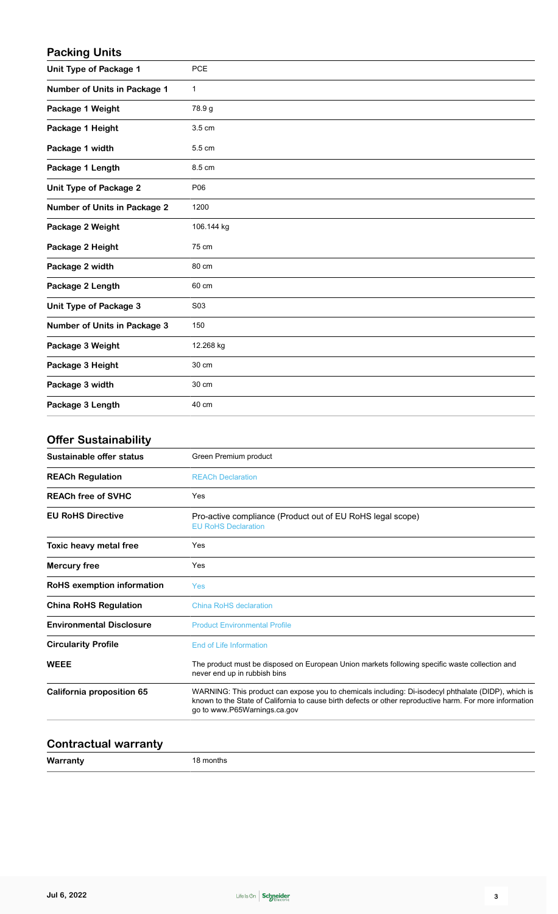## Packing Units

| | |
|---|---|
| **Unit Type of Package 1** | PCE |
| **Number of Units in Package 1** | 1 |
| **Package 1 Weight** | 78.9 g |
| **Package 1 Height** | 3.5 cm |
| **Package 1 width** | 5.5 cm |
| **Package 1 Length** | 8.5 cm |
| **Unit Type of Package 2** | P06 |
| **Number of Units in Package 2** | 1200 |
| **Package 2 Weight** | 106.144 kg |
| **Package 2 Height** | 75 cm |
| **Package 2 width** | 80 cm |
| **Package 2 Length** | 60 cm |
| **Unit Type of Package 3** | S03 |
| **Number of Units in Package 3** | 150 |
| **Package 3 Weight** | 12.268 kg |
| **Package 3 Height** | 30 cm |
| **Package 3 width** | 30 cm |
| **Package 3 Length** | 40 cm |

## Offer Sustainability

| | |
|---|---|
| **Sustainable offer status** | Green Premium product |
| **REACh Regulation** | REACh Declaration |
| **REACh free of SVHC** | Yes |
| **EU RoHS Directive** | Pro-active compliance (Product out of EU RoHS legal scope)<br>EU RoHS Declaration |
| **Toxic heavy metal free** | Yes |
| **Mercury free** | Yes |
| **RoHS exemption information** | Yes |
| **China RoHS Regulation** | China RoHS declaration |
| **Environmental Disclosure** | Product Environmental Profile |
| **Circularity Profile** | End of Life Information |
| **WEEE** | The product must be disposed on European Union markets following specific waste collection and never end up in rubbish bins |
| **California proposition 65** | WARNING: This product can expose you to chemicals including: Di-isodecyl phthalate (DIDP), which is known to the State of California to cause birth defects or other reproductive harm. For more information go to www.P65Warnings.ca.gov |

## Contractual warranty

| | |
|---|---|
| **Warranty** | 18 months |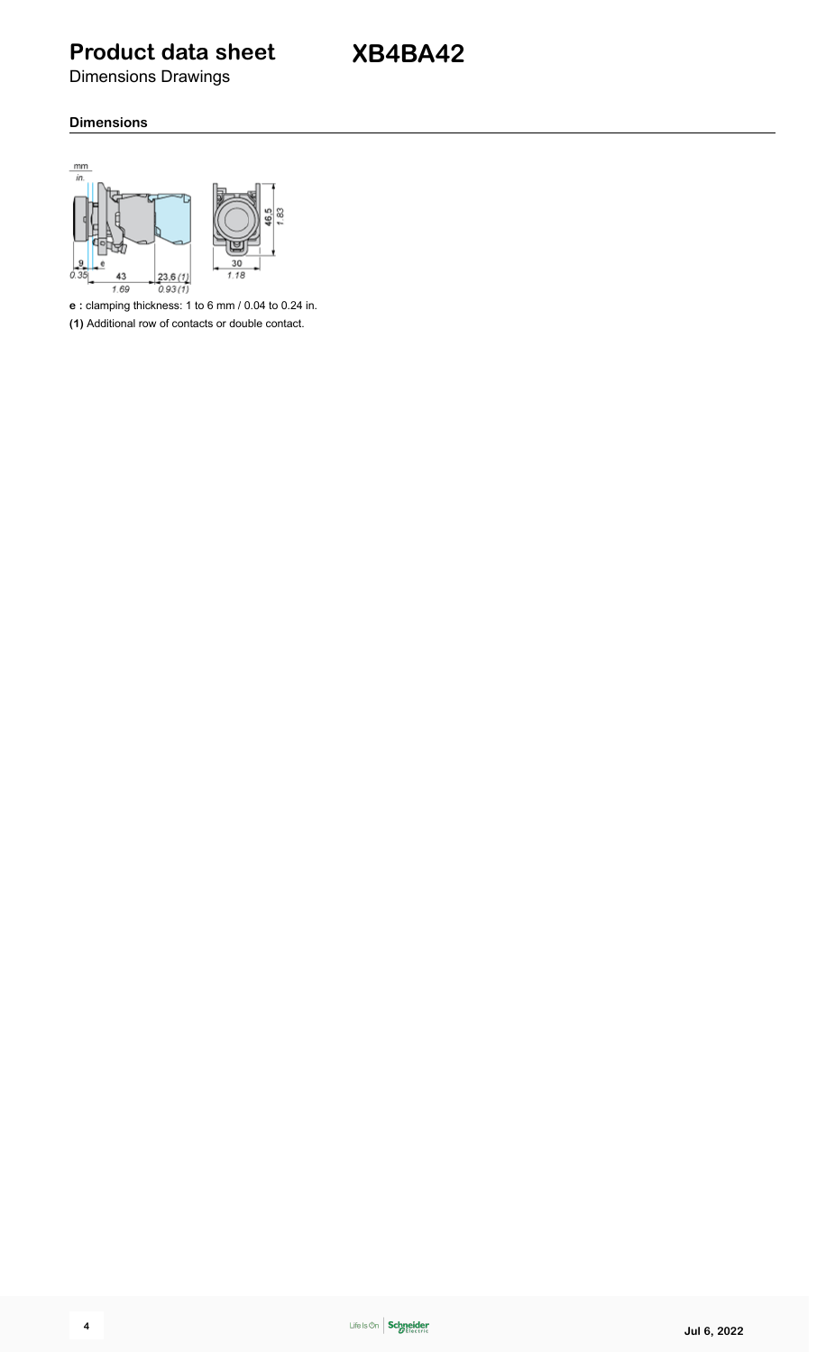# Product data sheet

# XB4BA42

Dimensions Drawings

### Dimensions

**e :** clamping thickness: 1 to 6 mm / 0.04 to 0.24 in.

**(1)** Additional row of contacts or double contact.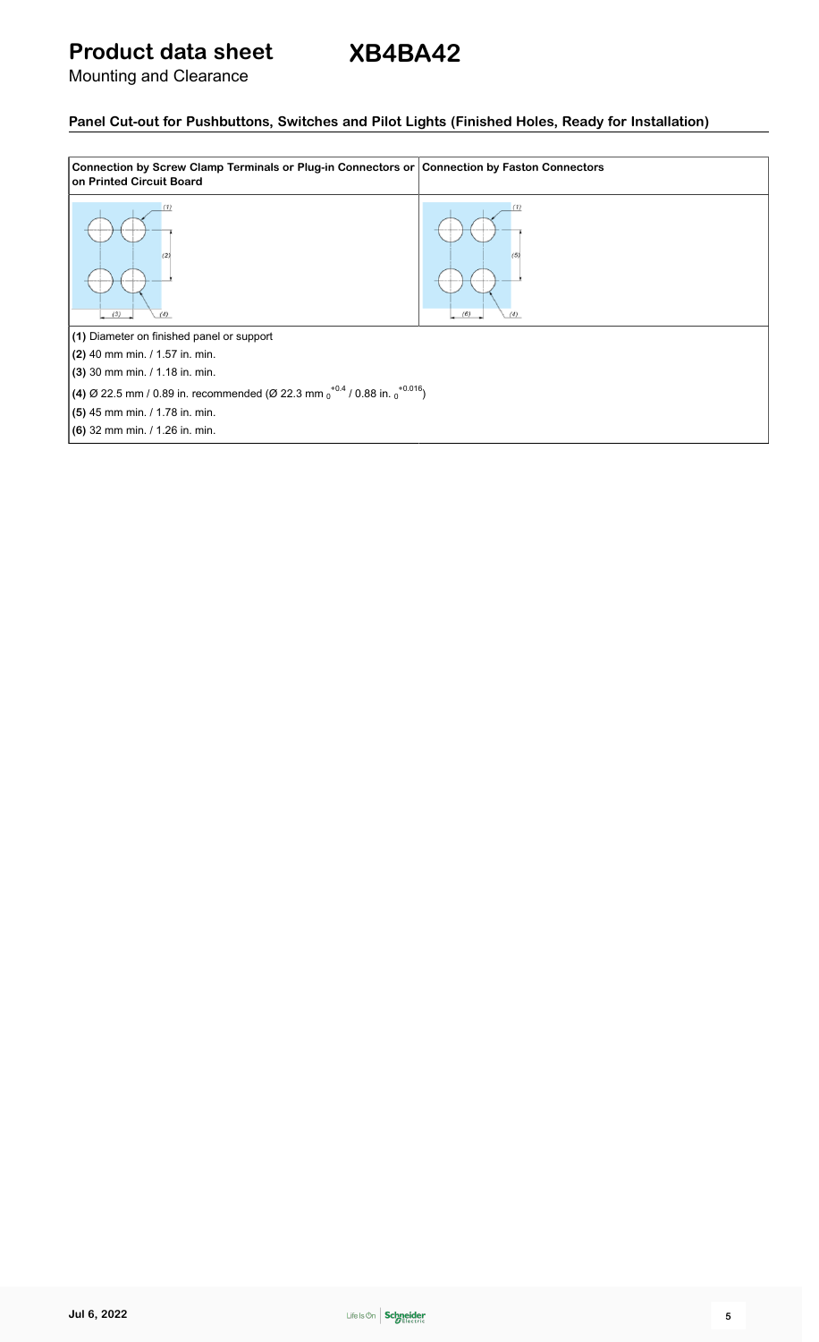# Product data sheet

## XB4BA42

Mounting and Clearance

### Panel Cut-out for Pushbuttons, Switches and Pilot Lights (Finished Holes, Ready for Installation)

| Connection by Screw Clamp Terminals or Plug-in Connectors or on Printed Circuit Board | Connection by Faston Connectors |
|---|---|
| (1) (2) (3) (4) | (1) (5) (6) (4) |

**(1)** Diameter on finished panel or support

**(2)** 40 mm min. / 1.57 in. min.

**(3)** 30 mm min. / 1.18 in. min.

**(4)** Ø 22.5 mm / 0.89 in. recommended (Ø 22.3 mm $_{0}^{+0.4}$ / 0.88 in. $_{0}^{+0.016}$)

**(5)** 45 mm min. / 1.78 in. min.

**(6)** 32 mm min. / 1.26 in. min.